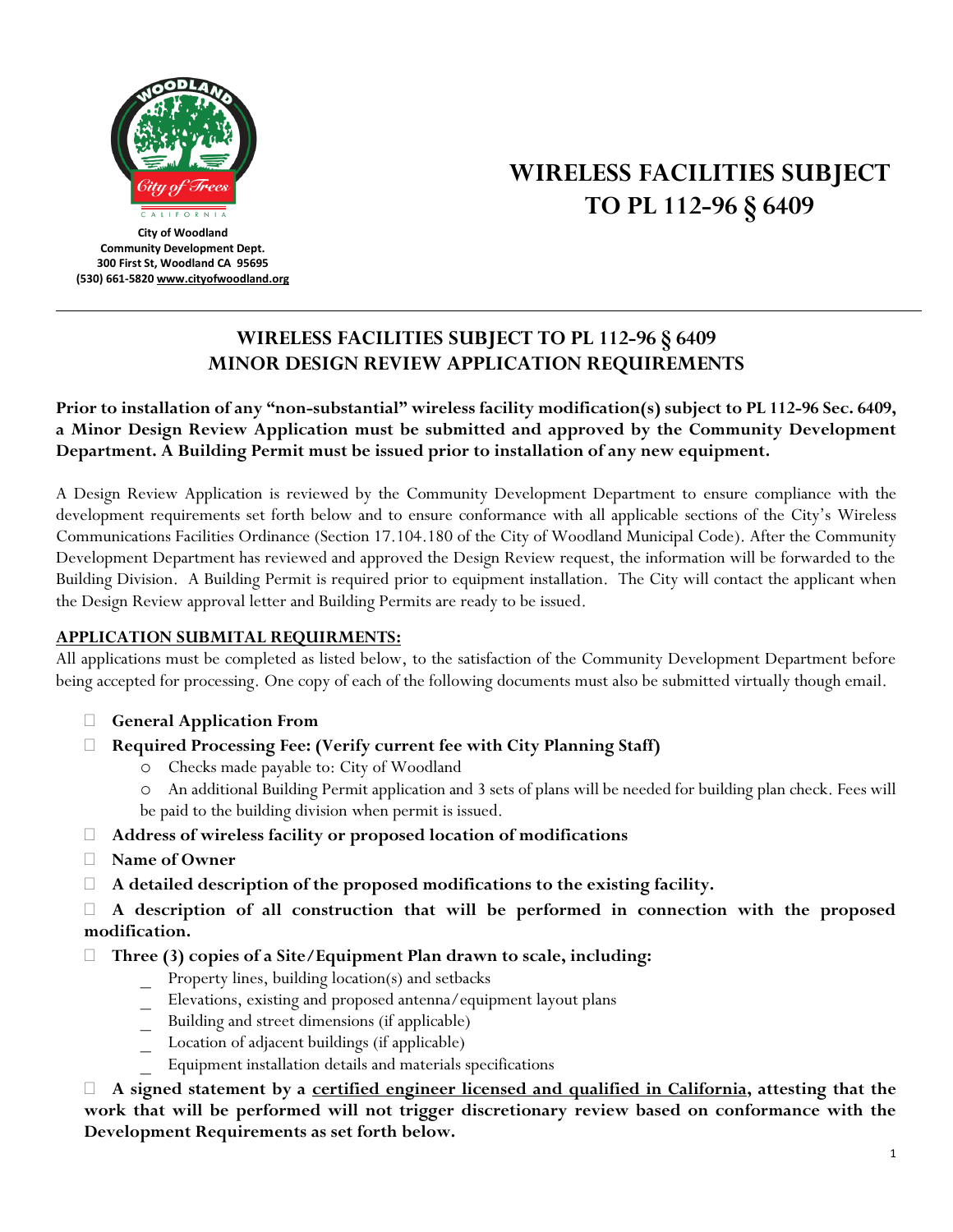City of Woodland
Community Development Dept.
300 First St, Woodland CA 95695
(530) 661-5820 www.cityofwoodland.org

# WIRELESS FACILITIES SUBJECT TO PL 112-96 § 6409

## WIRELESS FACILITIES SUBJECT TO PL 112-96 § 6409 MINOR DESIGN REVIEW APPLICATION REQUIREMENTS

**Prior to installation of any "non-substantial" wireless facility modification(s) subject to PL 112-96 Sec. 6409, a Minor Design Review Application must be submitted and approved by the Community Development Department. A Building Permit must be issued prior to installation of any new equipment.**

A Design Review Application is reviewed by the Community Development Department to ensure compliance with the development requirements set forth below and to ensure conformance with all applicable sections of the City's Wireless Communications Facilities Ordinance (Section 17.104.180 of the City of Woodland Municipal Code). After the Community Development Department has reviewed and approved the Design Review request, the information will be forwarded to the Building Division. A Building Permit is required prior to equipment installation. The City will contact the applicant when the Design Review approval letter and Building Permits are ready to be issued.

**APPLICATION SUBMITAL REQUIRMENTS:**

All applications must be completed as listed below, to the satisfaction of the Community Development Department before being accepted for processing. One copy of each of the following documents must also be submitted virtually though email.

- **General Application From**
- **Required Processing Fee: (Verify current fee with City Planning Staff)**
  - Checks made payable to: City of Woodland
  - An additional Building Permit application and 3 sets of plans will be needed for building plan check. Fees will be paid to the building division when permit is issued.
- **Address of wireless facility or proposed location of modifications**
- **Name of Owner**
- **A detailed description of the proposed modifications to the existing facility.**
- **A description of all construction that will be performed in connection with the proposed modification.**
- **Three (3) copies of a Site/Equipment Plan drawn to scale, including:**
  - Property lines, building location(s) and setbacks
  - Elevations, existing and proposed antenna/equipment layout plans
  - Building and street dimensions (if applicable)
  - Location of adjacent buildings (if applicable)
  - Equipment installation details and materials specifications
- **A signed statement by a certified engineer licensed and qualified in California, attesting that the work that will be performed will not trigger discretionary review based on conformance with the Development Requirements as set forth below.**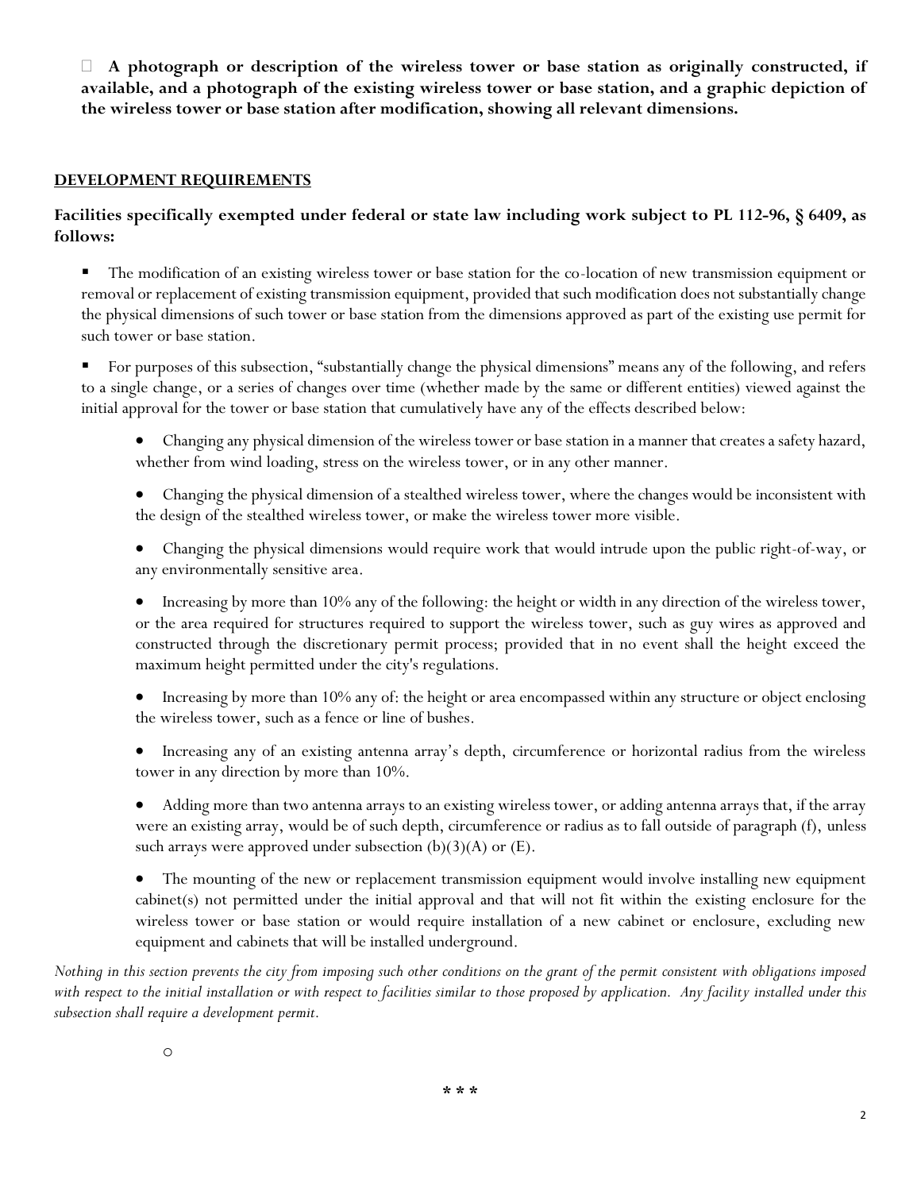- **A photograph or description of the wireless tower or base station as originally constructed, if available, and a photograph of the existing wireless tower or base station, and a graphic depiction of the wireless tower or base station after modification, showing all relevant dimensions.**

## DEVELOPMENT REQUIREMENTS

**Facilities specifically exempted under federal or state law including work subject to PL 112-96, § 6409, as follows:**

- The modification of an existing wireless tower or base station for the co-location of new transmission equipment or removal or replacement of existing transmission equipment, provided that such modification does not substantially change the physical dimensions of such tower or base station from the dimensions approved as part of the existing use permit for such tower or base station.

- For purposes of this subsection, "substantially change the physical dimensions" means any of the following, and refers to a single change, or a series of changes over time (whether made by the same or different entities) viewed against the initial approval for the tower or base station that cumulatively have any of the effects described below:

  - Changing any physical dimension of the wireless tower or base station in a manner that creates a safety hazard, whether from wind loading, stress on the wireless tower, or in any other manner.

  - Changing the physical dimension of a stealthed wireless tower, where the changes would be inconsistent with the design of the stealthed wireless tower, or make the wireless tower more visible.

  - Changing the physical dimensions would require work that would intrude upon the public right-of-way, or any environmentally sensitive area.

  - Increasing by more than 10% any of the following: the height or width in any direction of the wireless tower, or the area required for structures required to support the wireless tower, such as guy wires as approved and constructed through the discretionary permit process; provided that in no event shall the height exceed the maximum height permitted under the city's regulations.

  - Increasing by more than 10% any of: the height or area encompassed within any structure or object enclosing the wireless tower, such as a fence or line of bushes.

  - Increasing any of an existing antenna array's depth, circumference or horizontal radius from the wireless tower in any direction by more than 10%.

  - Adding more than two antenna arrays to an existing wireless tower, or adding antenna arrays that, if the array were an existing array, would be of such depth, circumference or radius as to fall outside of paragraph (f), unless such arrays were approved under subsection (b)(3)(A) or (E).

  - The mounting of the new or replacement transmission equipment would involve installing new equipment cabinet(s) not permitted under the initial approval and that will not fit within the existing enclosure for the wireless tower or base station or would require installation of a new cabinet or enclosure, excluding new equipment and cabinets that will be installed underground.

*Nothing in this section prevents the city from imposing such other conditions on the grant of the permit consistent with obligations imposed with respect to the initial installation or with respect to facilities similar to those proposed by application. Any facility installed under this subsection shall require a development permit.*

o

\* \* \*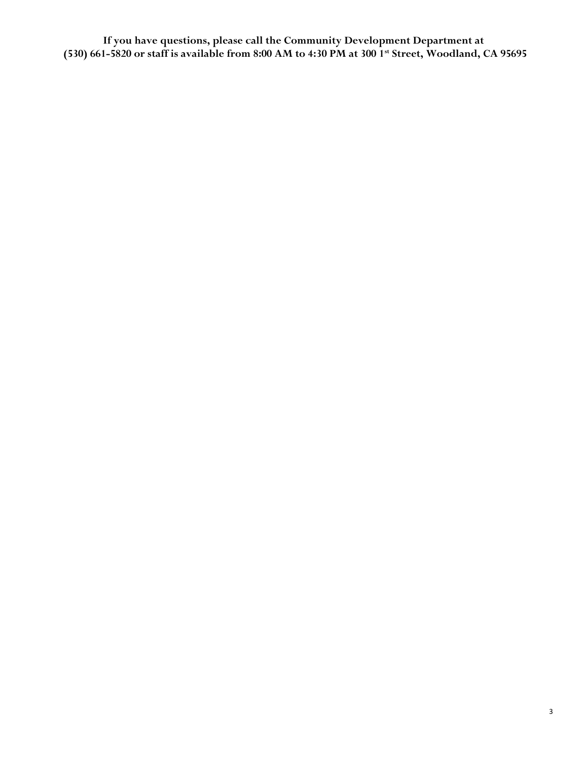**If you have questions, please call the Community Development Department at (530) 661-5820 or staff is available from 8:00 AM to 4:30 PM at 300 1st Street, Woodland, CA 95695**